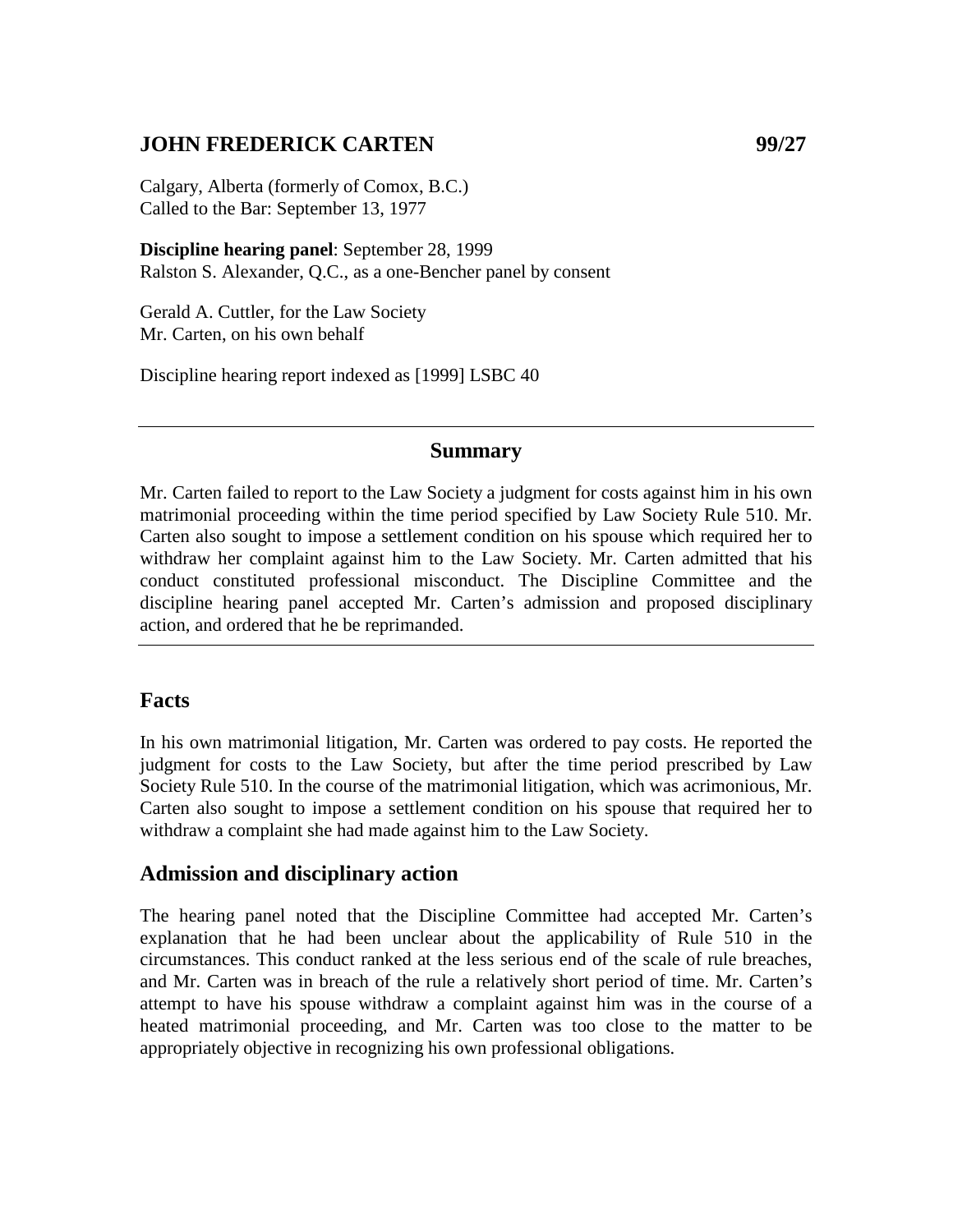# JOHN FREDERICK CARTEN 99/27

Calgary, Alberta (formerly of Comox, B.C.)
Called to the Bar: September 13, 1977

**Discipline hearing panel**: September 28, 1999
Ralston S. Alexander, Q.C., as a one-Bencher panel by consent

Gerald A. Cuttler, for the Law Society
Mr. Carten, on his own behalf

Discipline hearing report indexed as [1999] LSBC 40

---

## Summary

Mr. Carten failed to report to the Law Society a judgment for costs against him in his own matrimonial proceeding within the time period specified by Law Society Rule 510. Mr. Carten also sought to impose a settlement condition on his spouse which required her to withdraw her complaint against him to the Law Society. Mr. Carten admitted that his conduct constituted professional misconduct. The Discipline Committee and the discipline hearing panel accepted Mr. Carten's admission and proposed disciplinary action, and ordered that he be reprimanded.

---

## Facts

In his own matrimonial litigation, Mr. Carten was ordered to pay costs. He reported the judgment for costs to the Law Society, but after the time period prescribed by Law Society Rule 510. In the course of the matrimonial litigation, which was acrimonious, Mr. Carten also sought to impose a settlement condition on his spouse that required her to withdraw a complaint she had made against him to the Law Society.

## Admission and disciplinary action

The hearing panel noted that the Discipline Committee had accepted Mr. Carten's explanation that he had been unclear about the applicability of Rule 510 in the circumstances. This conduct ranked at the less serious end of the scale of rule breaches, and Mr. Carten was in breach of the rule a relatively short period of time. Mr. Carten's attempt to have his spouse withdraw a complaint against him was in the course of a heated matrimonial proceeding, and Mr. Carten was too close to the matter to be appropriately objective in recognizing his own professional obligations.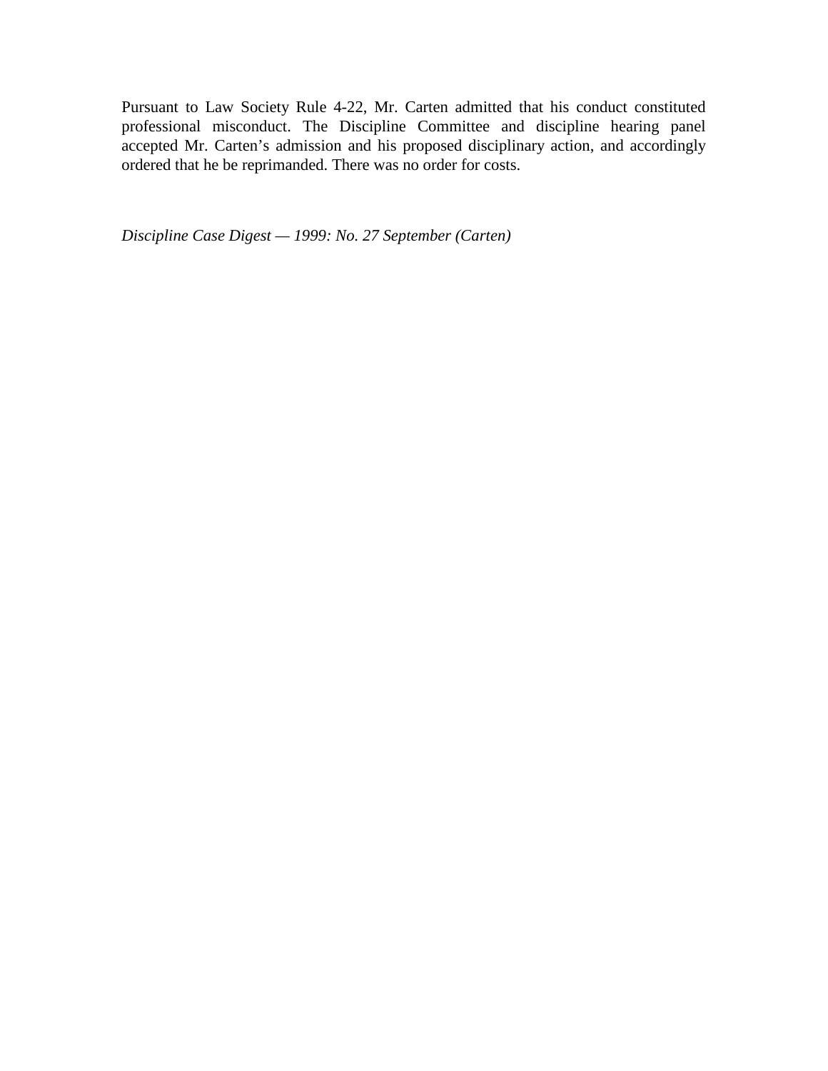Pursuant to Law Society Rule 4-22, Mr. Carten admitted that his conduct constituted professional misconduct. The Discipline Committee and discipline hearing panel accepted Mr. Carten's admission and his proposed disciplinary action, and accordingly ordered that he be reprimanded. There was no order for costs.

*Discipline Case Digest — 1999: No. 27 September (Carten)*